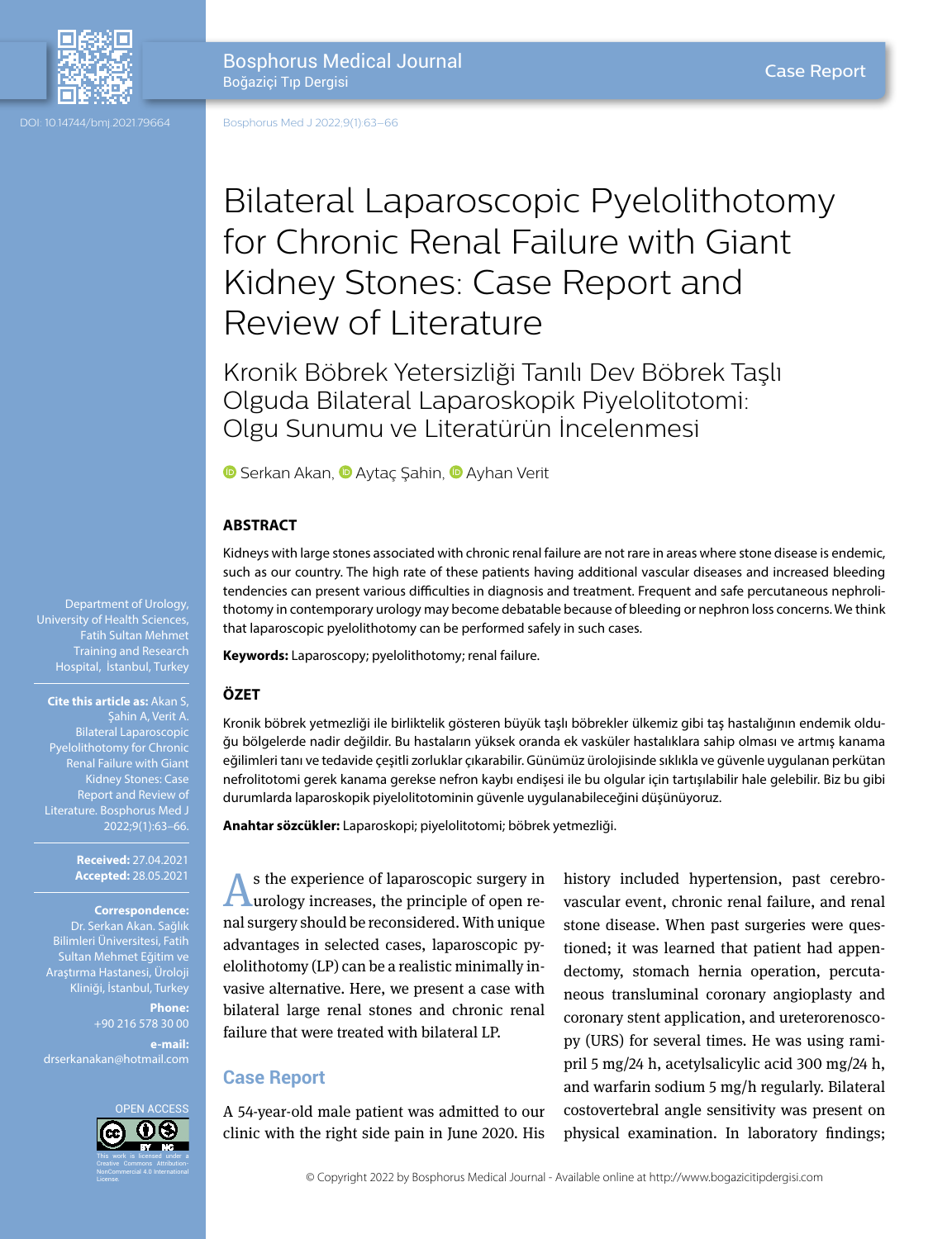# Bilateral Laparoscopic Pyelolithotomy for Chronic Renal Failure with Giant Kidney Stones: Case Report and Review of Literature

## Kronik Böbrek Yetersizliği Tanılı Dev Böbrek Taşlı Olguda Bilateral Laparoskopik Piyelolitotomi: Olgu Sunumu ve Literatürün İncelenmesi

Serkan Akan, Aytaç Şahin, Ayhan Verit

Department of Urology, University of Health Sciences, Fatih Sultan Mehmet Training and Research Hospital, İstanbul, Turkey

**Cite this article as:** Akan S, Şahin A, Verit A. Bilateral Laparoscopic Pyelolithotomy for Chronic Renal Failure with Giant Kidney Stones: Case Report and Review of Literature. Bosphorus Med J 2022;9(1):63–66.

**Received:** 27.04.2021
**Accepted:** 28.05.2021

**Correspondence:** Dr. Serkan Akan. Sağlık Bilimleri Üniversitesi, Fatih Sultan Mehmet Eğitim ve Araştırma Hastanesi, Üroloji Kliniği, İstanbul, Turkey

**Phone:** +90 216 578 30 00

**e-mail:** drserkanakan@hotmail.com

OPEN ACCESS This work is licensed under a Creative Commons Attribution-NonCommercial 4.0 International License.

### ABSTRACT

Kidneys with large stones associated with chronic renal failure are not rare in areas where stone disease is endemic, such as our country. The high rate of these patients having additional vascular diseases and increased bleeding tendencies can present various difficulties in diagnosis and treatment. Frequent and safe percutaneous nephrolithotomy in contemporary urology may become debatable because of bleeding or nephron loss concerns. We think that laparoscopic pyelolithotomy can be performed safely in such cases.

**Keywords:** Laparoscopy; pyelolithotomy; renal failure.

### ÖZET

Kronik böbrek yetmezliği ile birliktelik gösteren büyük taşlı böbrekler ülkemiz gibi taş hastalığının endemik olduğu bölgelerde nadir değildir. Bu hastaların yüksek oranda ek vasküler hastalıklara sahip olması ve artmış kanama eğilimleri tanı ve tedavide çeşitli zorluklar çıkarabilir. Günümüz ürolojisinde sıklıkla ve güvenle uygulanan perkütan nefrolitotomi gerek kanama gerekse nefron kaybı endişesi ile bu olgular için tartışılabilir hale gelebilir. Biz bu gibi durumlarda laparoskopik piyelolitotominin güvenle uygulanabileceğini düşünüyoruz.

**Anahtar sözcükler:** Laparoskopi; piyelolitotomi; böbrek yetmezliği.

As the experience of laparoscopic surgery in urology increases, the principle of open renal surgery should be reconsidered. With unique advantages in selected cases, laparoscopic pyelolithotomy (LP) can be a realistic minimally invasive alternative. Here, we present a case with bilateral large renal stones and chronic renal failure that were treated with bilateral LP.

## Case Report

A 54-year-old male patient was admitted to our clinic with the right side pain in June 2020. His history included hypertension, past cerebrovascular event, chronic renal failure, and renal stone disease. When past surgeries were questioned; it was learned that patient had appendectomy, stomach hernia operation, percutaneous transluminal coronary angioplasty and coronary stent application, and ureterorenoscopy (URS) for several times. He was using ramipril 5 mg/24 h, acetylsalicylic acid 300 mg/24 h, and warfarin sodium 5 mg/h regularly. Bilateral costovertebral angle sensitivity was present on physical examination. In laboratory findings;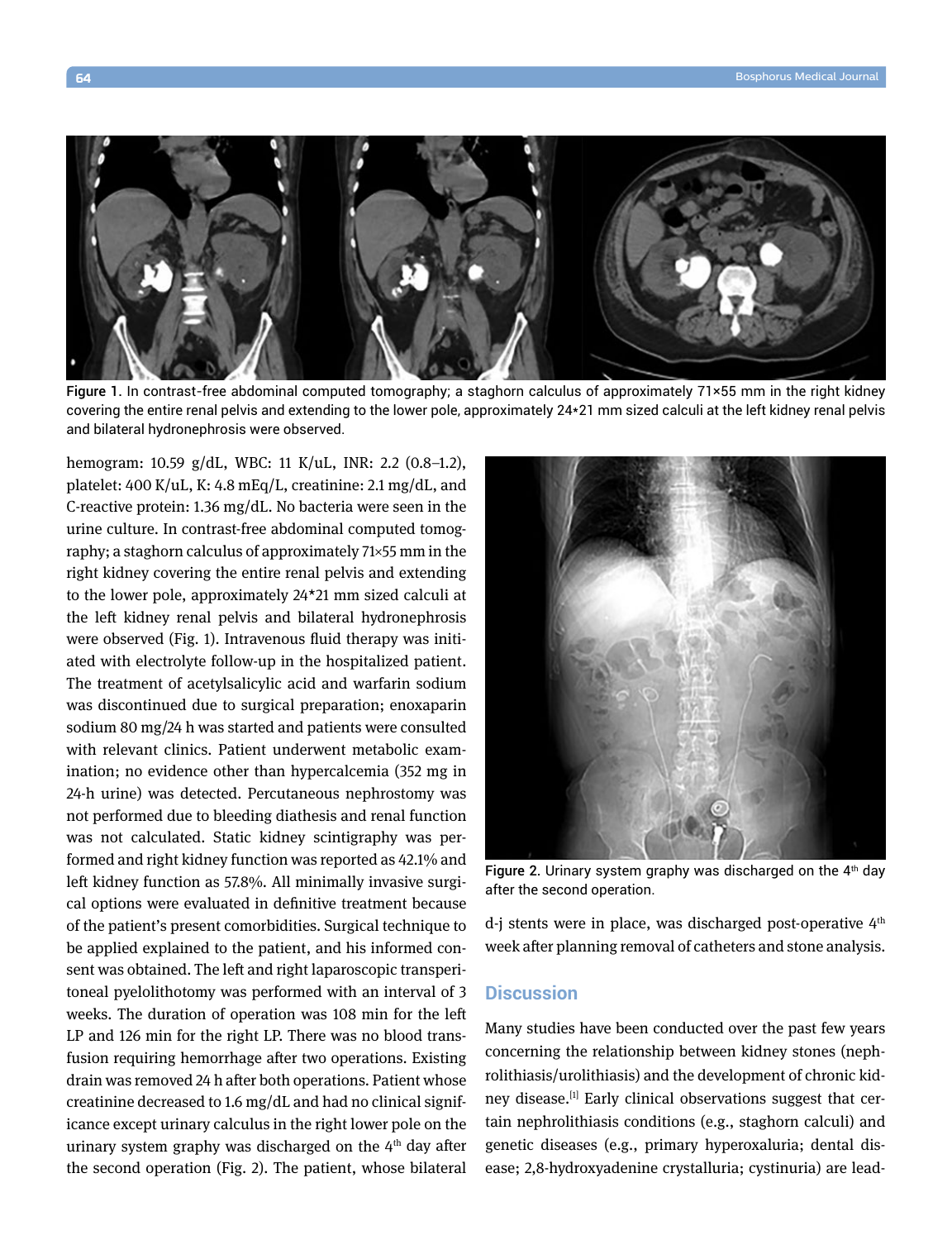Figure 1. In contrast-free abdominal computed tomography; a staghorn calculus of approximately 71×55 mm in the right kidney covering the entire renal pelvis and extending to the lower pole, approximately 24*21 mm sized calculi at the left kidney renal pelvis and bilateral hydronephrosis were observed.

hemogram: 10.59 g/dL, WBC: 11 K/uL, INR: 2.2 (0.8–1.2), platelet: 400 K/uL, K: 4.8 mEq/L, creatinine: 2.1 mg/dL, and C-reactive protein: 1.36 mg/dL. No bacteria were seen in the urine culture. In contrast-free abdominal computed tomography; a staghorn calculus of approximately 71×55 mm in the right kidney covering the entire renal pelvis and extending to the lower pole, approximately 24*21 mm sized calculi at the left kidney renal pelvis and bilateral hydronephrosis were observed (Fig. 1). Intravenous fluid therapy was initiated with electrolyte follow-up in the hospitalized patient. The treatment of acetylsalicylic acid and warfarin sodium was discontinued due to surgical preparation; enoxaparin sodium 80 mg/24 h was started and patients were consulted with relevant clinics. Patient underwent metabolic examination; no evidence other than hypercalcemia (352 mg in 24-h urine) was detected. Percutaneous nephrostomy was not performed due to bleeding diathesis and renal function was not calculated. Static kidney scintigraphy was performed and right kidney function was reported as 42.1% and left kidney function as 57.8%. All minimally invasive surgical options were evaluated in definitive treatment because of the patient's present comorbidities. Surgical technique to be applied explained to the patient, and his informed consent was obtained. The left and right laparoscopic transperitoneal pyelolithotomy was performed with an interval of 3 weeks. The duration of operation was 108 min for the left LP and 126 min for the right LP. There was no blood transfusion requiring hemorrhage after two operations. Existing drain was removed 24 h after both operations. Patient whose creatinine decreased to 1.6 mg/dL and had no clinical significance except urinary calculus in the right lower pole on the urinary system graphy was discharged on the 4th day after the second operation (Fig. 2). The patient, whose bilateral d-j stents were in place, was discharged post-operative 4th week after planning removal of catheters and stone analysis.

Figure 2. Urinary system graphy was discharged on the 4th day after the second operation.

## Discussion

Many studies have been conducted over the past few years concerning the relationship between kidney stones (nephrolithiasis/urolithiasis) and the development of chronic kidney disease.[1] Early clinical observations suggest that certain nephrolithiasis conditions (e.g., staghorn calculi) and genetic diseases (e.g., primary hyperoxaluria; dental disease; 2,8-hydroxyadenine crystalluria; cystinuria) are lead-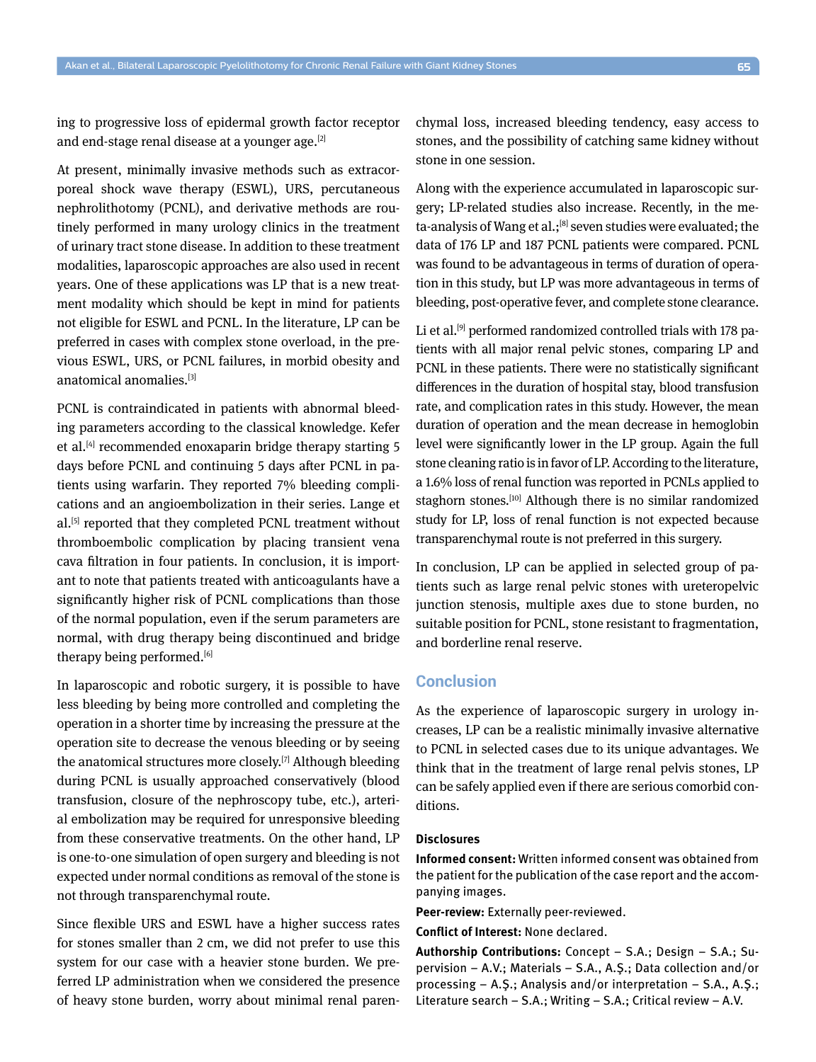ing to progressive loss of epidermal growth factor receptor and end-stage renal disease at a younger age.[2]

At present, minimally invasive methods such as extracorporeal shock wave therapy (ESWL), URS, percutaneous nephrolithotomy (PCNL), and derivative methods are routinely performed in many urology clinics in the treatment of urinary tract stone disease. In addition to these treatment modalities, laparoscopic approaches are also used in recent years. One of these applications was LP that is a new treatment modality which should be kept in mind for patients not eligible for ESWL and PCNL. In the literature, LP can be preferred in cases with complex stone overload, in the previous ESWL, URS, or PCNL failures, in morbid obesity and anatomical anomalies.[3]

PCNL is contraindicated in patients with abnormal bleeding parameters according to the classical knowledge. Kefer et al.[4] recommended enoxaparin bridge therapy starting 5 days before PCNL and continuing 5 days after PCNL in patients using warfarin. They reported 7% bleeding complications and an angioembolization in their series. Lange et al.[5] reported that they completed PCNL treatment without thromboembolic complication by placing transient vena cava filtration in four patients. In conclusion, it is important to note that patients treated with anticoagulants have a significantly higher risk of PCNL complications than those of the normal population, even if the serum parameters are normal, with drug therapy being discontinued and bridge therapy being performed.[6]

In laparoscopic and robotic surgery, it is possible to have less bleeding by being more controlled and completing the operation in a shorter time by increasing the pressure at the operation site to decrease the venous bleeding or by seeing the anatomical structures more closely.[7] Although bleeding during PCNL is usually approached conservatively (blood transfusion, closure of the nephroscopy tube, etc.), arterial embolization may be required for unresponsive bleeding from these conservative treatments. On the other hand, LP is one-to-one simulation of open surgery and bleeding is not expected under normal conditions as removal of the stone is not through transparenchymal route.

Since flexible URS and ESWL have a higher success rates for stones smaller than 2 cm, we did not prefer to use this system for our case with a heavier stone burden. We preferred LP administration when we considered the presence of heavy stone burden, worry about minimal renal parenchymal loss, increased bleeding tendency, easy access to stones, and the possibility of catching same kidney without stone in one session.

Along with the experience accumulated in laparoscopic surgery; LP-related studies also increase. Recently, in the meta-analysis of Wang et al.;[8] seven studies were evaluated; the data of 176 LP and 187 PCNL patients were compared. PCNL was found to be advantageous in terms of duration of operation in this study, but LP was more advantageous in terms of bleeding, post-operative fever, and complete stone clearance.

Li et al.[9] performed randomized controlled trials with 178 patients with all major renal pelvic stones, comparing LP and PCNL in these patients. There were no statistically significant differences in the duration of hospital stay, blood transfusion rate, and complication rates in this study. However, the mean duration of operation and the mean decrease in hemoglobin level were significantly lower in the LP group. Again the full stone cleaning ratio is in favor of LP. According to the literature, a 1.6% loss of renal function was reported in PCNLs applied to staghorn stones.[10] Although there is no similar randomized study for LP, loss of renal function is not expected because transparenchymal route is not preferred in this surgery.

In conclusion, LP can be applied in selected group of patients such as large renal pelvic stones with ureteropelvic junction stenosis, multiple axes due to stone burden, no suitable position for PCNL, stone resistant to fragmentation, and borderline renal reserve.

## Conclusion

As the experience of laparoscopic surgery in urology increases, LP can be a realistic minimally invasive alternative to PCNL in selected cases due to its unique advantages. We think that in the treatment of large renal pelvis stones, LP can be safely applied even if there are serious comorbid conditions.

### Disclosures

**Informed consent:** Written informed consent was obtained from the patient for the publication of the case report and the accompanying images.

**Peer-review:** Externally peer-reviewed.

**Conflict of Interest:** None declared.

**Authorship Contributions:** Concept – S.A.; Design – S.A.; Supervision – A.V.; Materials – S.A., A.Ş.; Data collection and/or processing – A.Ş.; Analysis and/or interpretation – S.A., A.Ş.; Literature search – S.A.; Writing – S.A.; Critical review – A.V.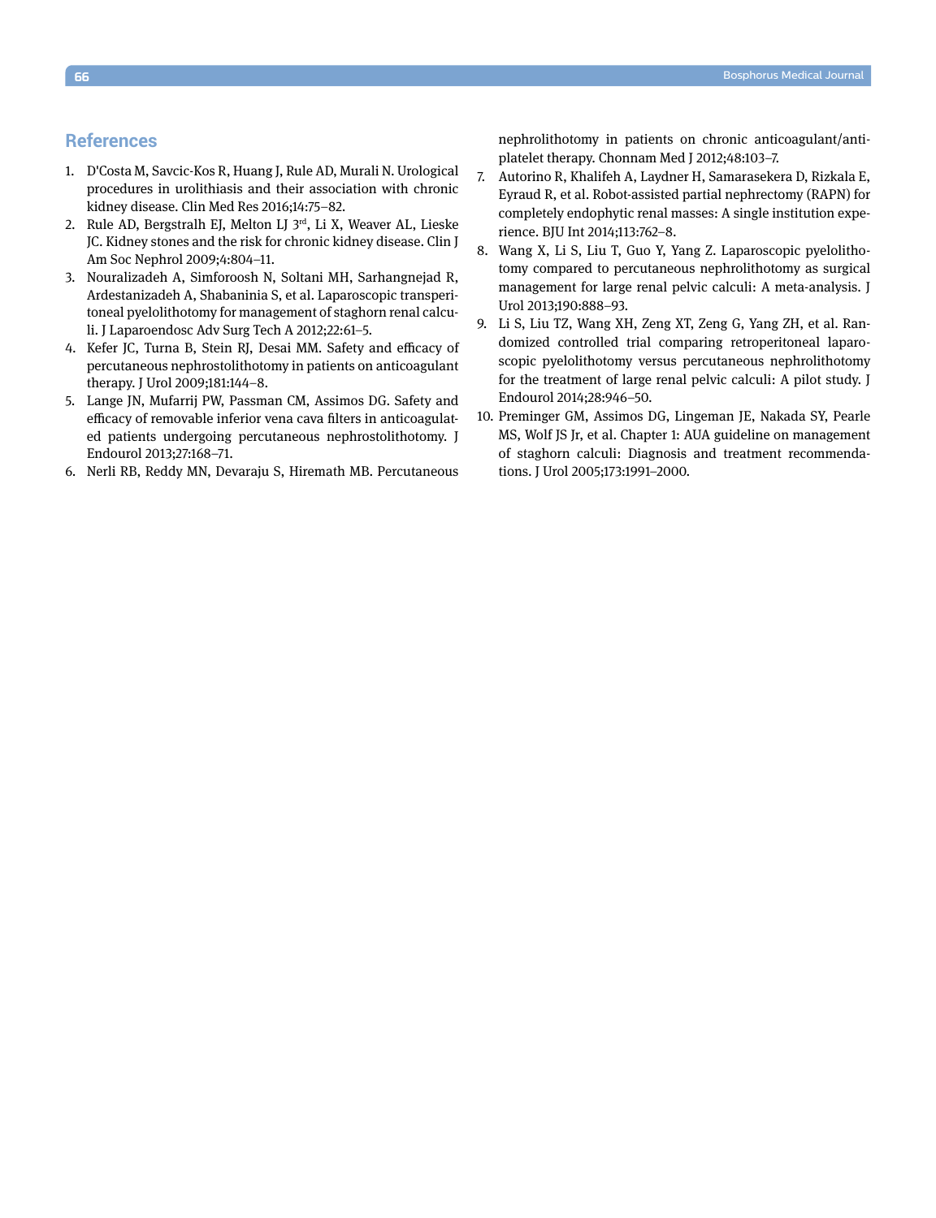## References

1. D'Costa M, Savcic-Kos R, Huang J, Rule AD, Murali N. Urological procedures in urolithiasis and their association with chronic kidney disease. Clin Med Res 2016;14:75–82.
2. Rule AD, Bergstralh EJ, Melton LJ 3rd, Li X, Weaver AL, Lieske JC. Kidney stones and the risk for chronic kidney disease. Clin J Am Soc Nephrol 2009;4:804–11.
3. Nouralizadeh A, Simforoosh N, Soltani MH, Sarhangnejad R, Ardestanizadeh A, Shabaninia S, et al. Laparoscopic transperitoneal pyelolithotomy for management of staghorn renal calculi. J Laparoendosc Adv Surg Tech A 2012;22:61–5.
4. Kefer JC, Turna B, Stein RJ, Desai MM. Safety and efficacy of percutaneous nephrostolithotomy in patients on anticoagulant therapy. J Urol 2009;181:144–8.
5. Lange JN, Mufarrij PW, Passman CM, Assimos DG. Safety and efficacy of removable inferior vena cava filters in anticoagulated patients undergoing percutaneous nephrostolithotomy. J Endourol 2013;27:168–71.
6. Nerli RB, Reddy MN, Devaraju S, Hiremath MB. Percutaneous nephrolithotomy in patients on chronic anticoagulant/antiplatelet therapy. Chonnam Med J 2012;48:103–7.
7. Autorino R, Khalifeh A, Laydner H, Samarasekera D, Rizkala E, Eyraud R, et al. Robot-assisted partial nephrectomy (RAPN) for completely endophytic renal masses: A single institution experience. BJU Int 2014;113:762–8.
8. Wang X, Li S, Liu T, Guo Y, Yang Z. Laparoscopic pyelolithotomy compared to percutaneous nephrolithotomy as surgical management for large renal pelvic calculi: A meta-analysis. J Urol 2013;190:888–93.
9. Li S, Liu TZ, Wang XH, Zeng XT, Zeng G, Yang ZH, et al. Randomized controlled trial comparing retroperitoneal laparoscopic pyelolithotomy versus percutaneous nephrolithotomy for the treatment of large renal pelvic calculi: A pilot study. J Endourol 2014;28:946–50.
10. Preminger GM, Assimos DG, Lingeman JE, Nakada SY, Pearle MS, Wolf JS Jr, et al. Chapter 1: AUA guideline on management of staghorn calculi: Diagnosis and treatment recommendations. J Urol 2005;173:1991–2000.